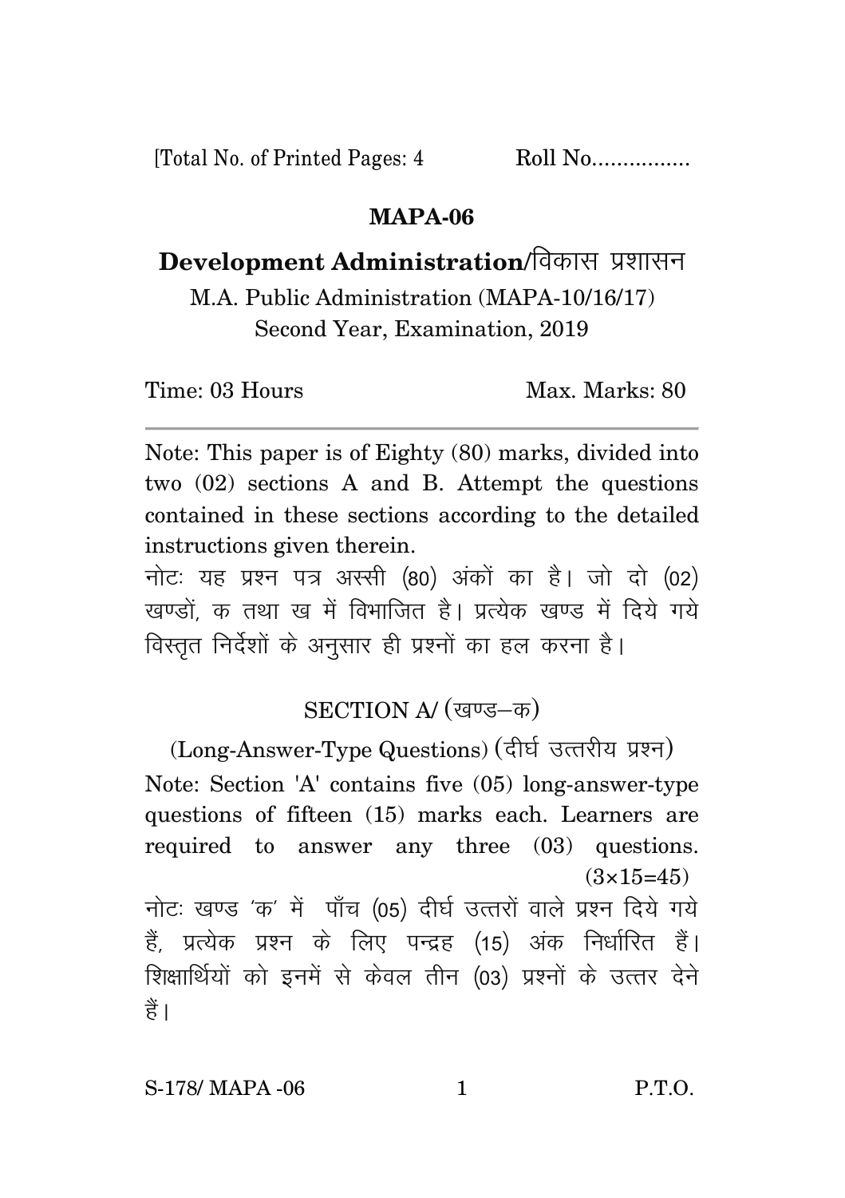[Total No. of Printed Pages: 4 Roll No................

# MAPA-06

## Development Administration/विकास प्रशासन

M.A. Public Administration (MAPA-10/16/17)
Second Year, Examination, 2019

Time: 03 Hours Max. Marks: 80

---

Note: This paper is of Eighty (80) marks, divided into two (02) sections A and B. Attempt the questions contained in these sections according to the detailed instructions given therein.

नोटः यह प्रश्न पत्र अस्सी (80) अंकों का है। जो दो (02) खण्डों, क तथा ख में विभाजित है। प्रत्येक खण्ड में दिये गये विस्तृत निर्देशों के अनुसार ही प्रश्नों का हल करना है।

### SECTION A/ (खण्ड–क)

(Long-Answer-Type Questions) (दीर्घ उत्तरीय प्रश्न)

Note: Section 'A' contains five (05) long-answer-type questions of fifteen (15) marks each. Learners are required to answer any three (03) questions. $(3\times15=45)$

नोटः खण्ड 'क' में पाँच (05) दीर्घ उत्तरों वाले प्रश्न दिये गये हैं, प्रत्येक प्रश्न के लिए पन्द्रह (15) अंक निर्धारित हैं। शिक्षार्थियों को इनमें से केवल तीन (03) प्रश्नों के उत्तर देने हैं।

S-178/ MAPA -06 P.T.O.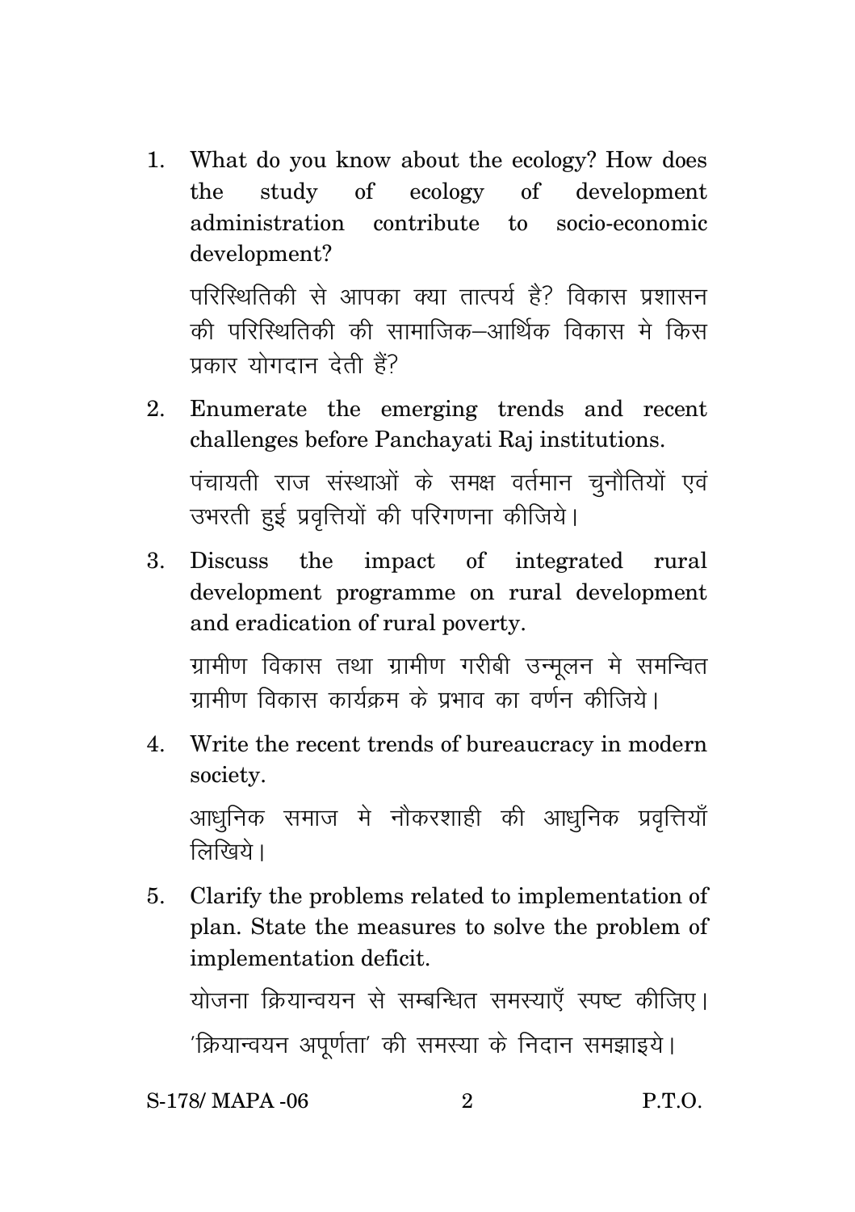1. What do you know about the ecology? How does the study of ecology of development administration contribute to socio-economic development?

   परिस्थितिकी से आपका क्या तात्पर्य है? विकास प्रशासन की परिस्थितिकी की सामाजिक–आर्थिक विकास मे किस प्रकार योगदान देती हैं?

2. Enumerate the emerging trends and recent challenges before Panchayati Raj institutions.

   पंचायती राज संस्थाओं के समक्ष वर्तमान चुनौतियों एवं उभरती हुई प्रवृत्तियों की परिगणना कीजिये।

3. Discuss the impact of integrated rural development programme on rural development and eradication of rural poverty.

   ग्रामीण विकास तथा ग्रामीण गरीबी उन्मूलन मे समन्वित ग्रामीण विकास कार्यक्रम के प्रभाव का वर्णन कीजिये।

4. Write the recent trends of bureaucracy in modern society.

   आधुनिक समाज मे नौकरशाही की आधुनिक प्रवृत्तियाँ लिखिये।

5. Clarify the problems related to implementation of plan. State the measures to solve the problem of implementation deficit.

   योजना क्रियान्वयन से सम्बन्धित समस्याएँ स्पष्ट कीजिए। 'क्रियान्वयन अपूर्णता' की समस्या के निदान समझाइये।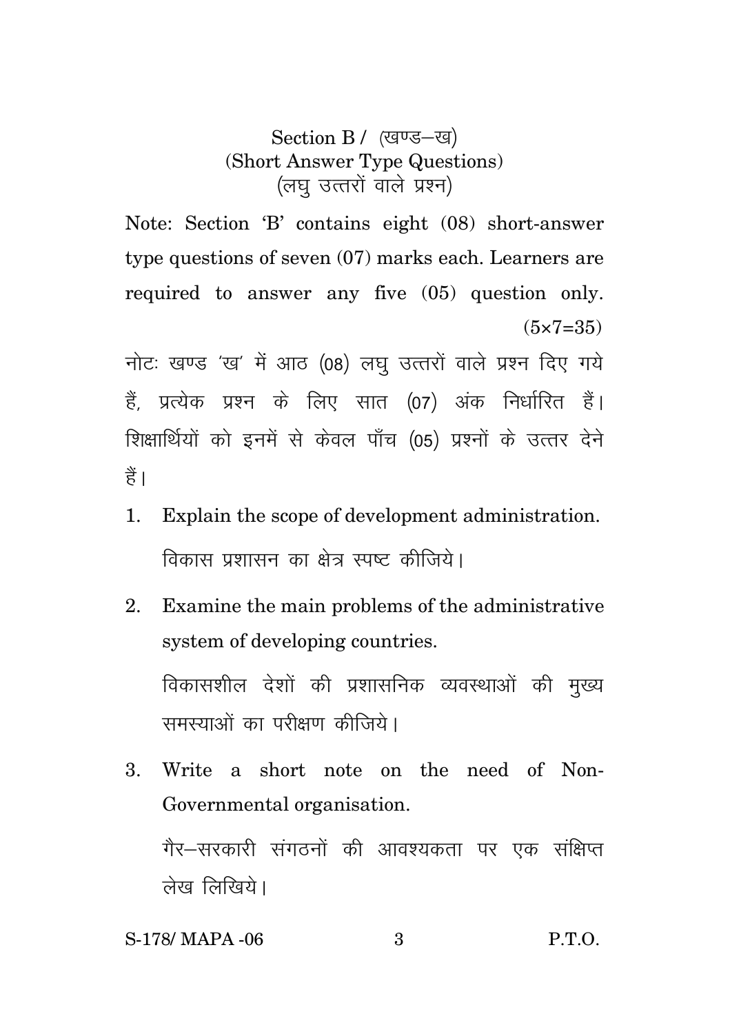## Section B / (खण्ड–ख)
### (Short Answer Type Questions)
### (लघु उत्तरों वाले प्रश्न)

Note: Section 'B' contains eight (08) short-answer type questions of seven (07) marks each. Learners are required to answer any five (05) question only. (5×7=35)

नोटः खण्ड 'ख' में आठ (08) लघु उत्तरों वाले प्रश्न दिए गये हैं, प्रत्येक प्रश्न के लिए सात (07) अंक निर्धारित हैं। शिक्षार्थियों को इनमें से केवल पाँच (05) प्रश्नों के उत्तर देने हैं।

1. Explain the scope of development administration.

   विकास प्रशासन का क्षेत्र स्पष्ट कीजिये।

2. Examine the main problems of the administrative system of developing countries.

   विकासशील देशों की प्रशासनिक व्यवस्थाओं की मुख्य समस्याओं का परीक्षण कीजिये।

3. Write a short note on the need of Non-Governmental organisation.

   गैर–सरकारी संगठनों की आवश्यकता पर एक संक्षिप्त लेख लिखिये।

S-178/ MAPA -06 P.T.O.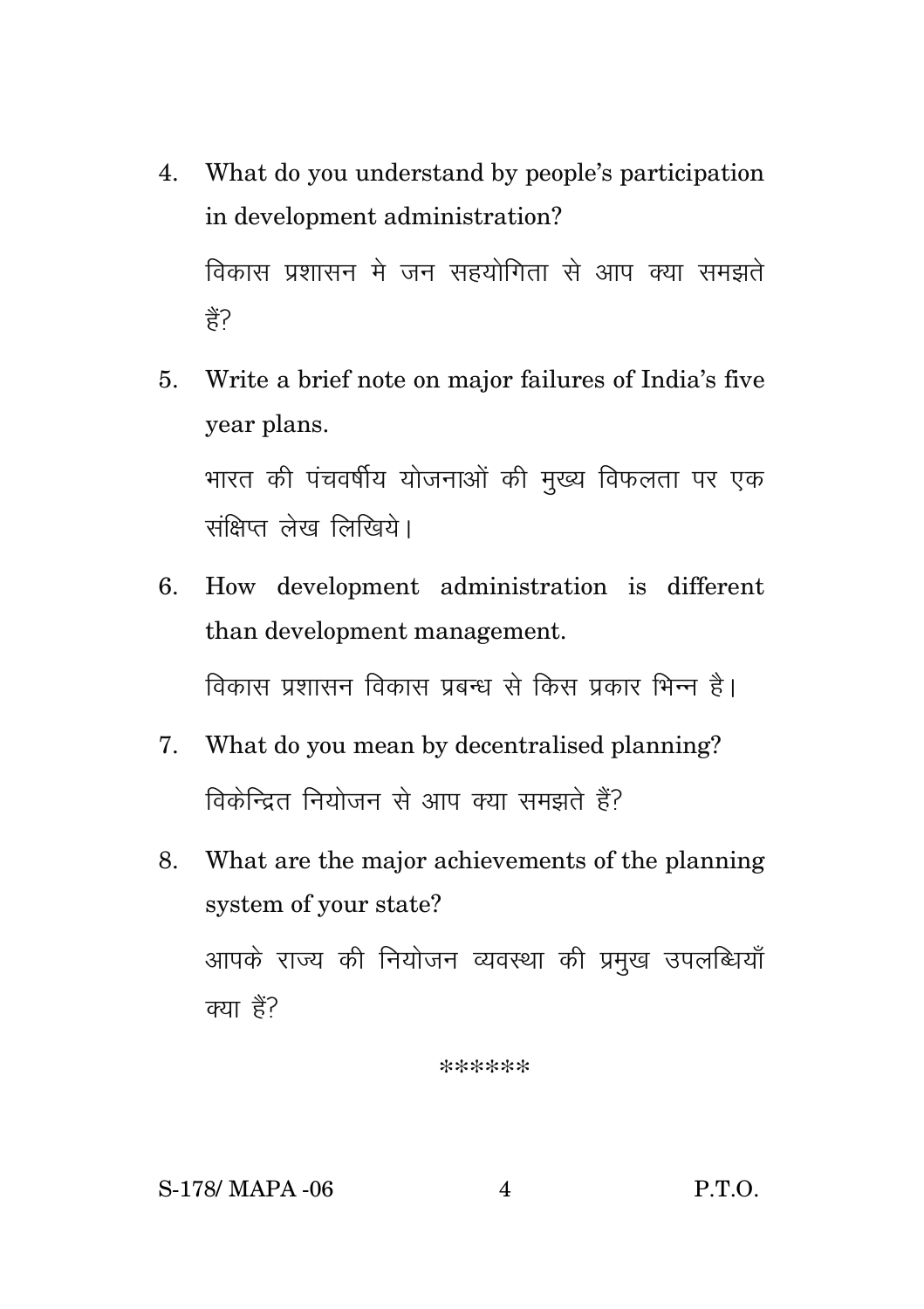4. What do you understand by people's participation in development administration?

   विकास प्रशासन मे जन सहयोगिता से आप क्या समझते हैं?

5. Write a brief note on major failures of India's five year plans.

   भारत की पंचवर्षीय योजनाओं की मुख्य विफलता पर एक संक्षिप्त लेख लिखिये।

6. How development administration is different than development management.

   विकास प्रशासन विकास प्रबन्ध से किस प्रकार भिन्न है।

7. What do you mean by decentralised planning?

   विकेन्द्रित नियोजन से आप क्या समझते हैं?

8. What are the major achievements of the planning system of your state?

   आपके राज्य की नियोजन व्यवस्था की प्रमुख उपलब्धियाँ क्या हैं?

******

S-178/ MAPA -06

P.T.O.